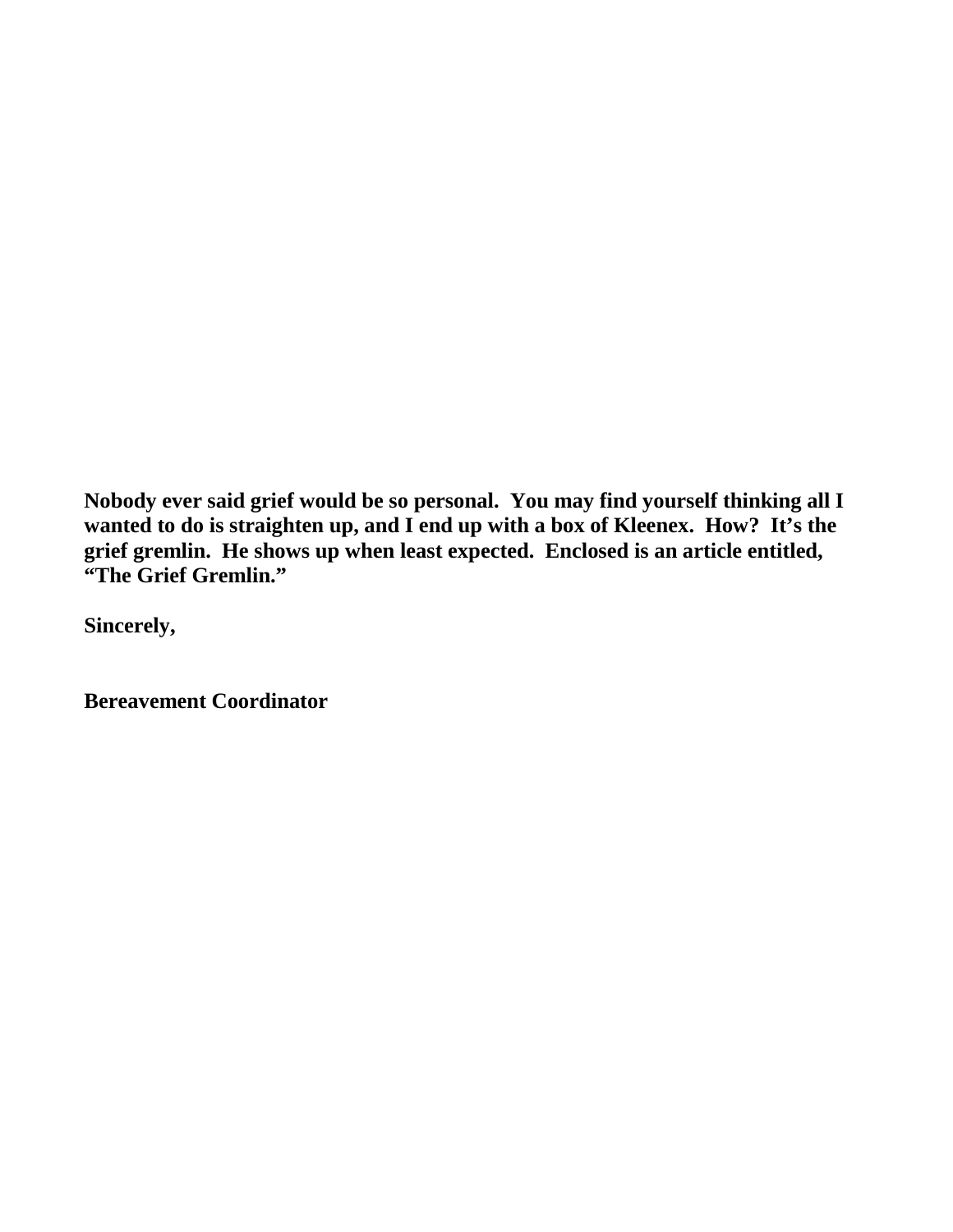**Nobody ever said grief would be so personal. You may find yourself thinking all I wanted to do is straighten up, and I end up with a box of Kleenex. How? It's the grief gremlin. He shows up when least expected. Enclosed is an article entitled, "The Grief Gremlin."**

**Sincerely,**

**Bereavement Coordinator**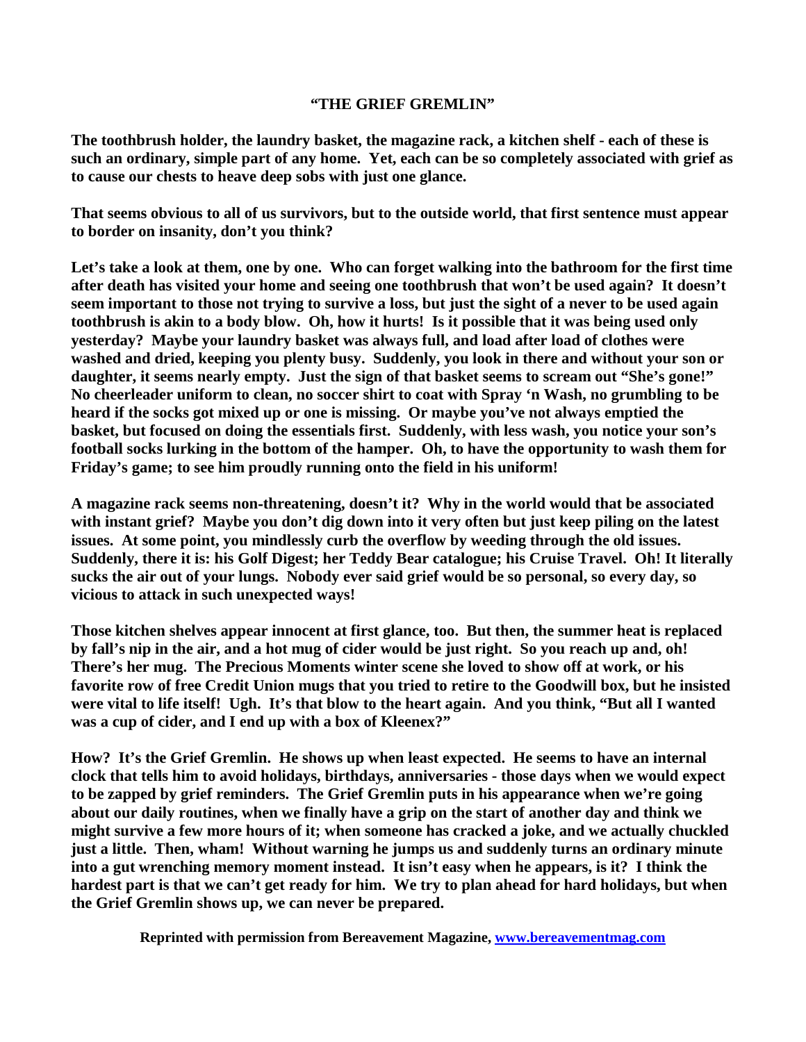# "THE GRIEF GREMLIN"

**The toothbrush holder, the laundry basket, the magazine rack, a kitchen shelf - each of these is such an ordinary, simple part of any home. Yet, each can be so completely associated with grief as to cause our chests to heave deep sobs with just one glance.**

**That seems obvious to all of us survivors, but to the outside world, that first sentence must appear to border on insanity, don't you think?**

**Let's take a look at them, one by one. Who can forget walking into the bathroom for the first time after death has visited your home and seeing one toothbrush that won't be used again? It doesn't seem important to those not trying to survive a loss, but just the sight of a never to be used again toothbrush is akin to a body blow. Oh, how it hurts! Is it possible that it was being used only yesterday? Maybe your laundry basket was always full, and load after load of clothes were washed and dried, keeping you plenty busy. Suddenly, you look in there and without your son or daughter, it seems nearly empty. Just the sign of that basket seems to scream out "She's gone!" No cheerleader uniform to clean, no soccer shirt to coat with Spray 'n Wash, no grumbling to be heard if the socks got mixed up or one is missing. Or maybe you've not always emptied the basket, but focused on doing the essentials first. Suddenly, with less wash, you notice your son's football socks lurking in the bottom of the hamper. Oh, to have the opportunity to wash them for Friday's game; to see him proudly running onto the field in his uniform!**

**A magazine rack seems non-threatening, doesn't it? Why in the world would that be associated with instant grief? Maybe you don't dig down into it very often but just keep piling on the latest issues. At some point, you mindlessly curb the overflow by weeding through the old issues. Suddenly, there it is: his Golf Digest; her Teddy Bear catalogue; his Cruise Travel. Oh! It literally sucks the air out of your lungs. Nobody ever said grief would be so personal, so every day, so vicious to attack in such unexpected ways!**

**Those kitchen shelves appear innocent at first glance, too. But then, the summer heat is replaced by fall's nip in the air, and a hot mug of cider would be just right. So you reach up and, oh! There's her mug. The Precious Moments winter scene she loved to show off at work, or his favorite row of free Credit Union mugs that you tried to retire to the Goodwill box, but he insisted were vital to life itself! Ugh. It's that blow to the heart again. And you think, "But all I wanted was a cup of cider, and I end up with a box of Kleenex?"**

**How? It's the Grief Gremlin. He shows up when least expected. He seems to have an internal clock that tells him to avoid holidays, birthdays, anniversaries - those days when we would expect to be zapped by grief reminders. The Grief Gremlin puts in his appearance when we're going about our daily routines, when we finally have a grip on the start of another day and think we might survive a few more hours of it; when someone has cracked a joke, and we actually chuckled just a little. Then, wham! Without warning he jumps us and suddenly turns an ordinary minute into a gut wrenching memory moment instead. It isn't easy when he appears, is it? I think the hardest part is that we can't get ready for him. We try to plan ahead for hard holidays, but when the Grief Gremlin shows up, we can never be prepared.**

**Reprinted with permission from Bereavement Magazine, www.bereavementmag.com**